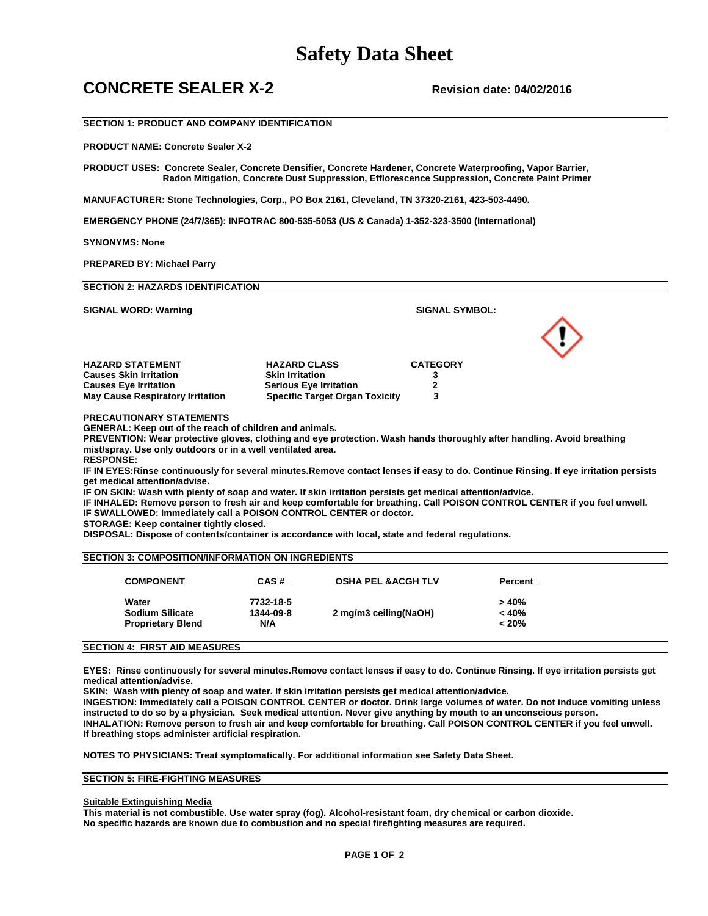# Safety Data Sheet

## CONCRETE SEALER X-2

**Revision date: 04/02/2016**

### SECTION 1: PRODUCT AND COMPANY IDENTIFICATION

**PRODUCT NAME: Concrete Sealer X-2**

**PRODUCT USES: Concrete Sealer, Concrete Densifier, Concrete Hardener, Concrete Waterproofing, Vapor Barrier, Radon Mitigation, Concrete Dust Suppression, Efflorescence Suppression, Concrete Paint Primer**

**MANUFACTURER: Stone Technologies, Corp., PO Box 2161, Cleveland, TN 37320-2161, 423-503-4490.**

**EMERGENCY PHONE (24/7/365): INFOTRAC 800-535-5053 (US & Canada) 1-352-323-3500 (International)**

**SYNONYMS: None**

**PREPARED BY: Michael Parry**

### SECTION 2: HAZARDS IDENTIFICATION

**SIGNAL WORD: Warning**

**SIGNAL SYMBOL:**

| HAZARD STATEMENT | HAZARD CLASS | CATEGORY |
|---|---|---|
| Causes Skin Irritation | Skin Irritation | 3 |
| Causes Eye Irritation | Serious Eye Irritation | 2 |
| May Cause Respiratory Irritation | Specific Target Organ Toxicity | 3 |

**PRECAUTIONARY STATEMENTS**

**GENERAL: Keep out of the reach of children and animals.**

**PREVENTION: Wear protective gloves, clothing and eye protection. Wash hands thoroughly after handling. Avoid breathing mist/spray. Use only outdoors or in a well ventilated area.**

**RESPONSE:**

**IF IN EYES:Rinse continuously for several minutes.Remove contact lenses if easy to do. Continue Rinsing. If eye irritation persists get medical attention/advise.**

**IF ON SKIN: Wash with plenty of soap and water. If skin irritation persists get medical attention/advice.**

**IF INHALED: Remove person to fresh air and keep comfortable for breathing. Call POISON CONTROL CENTER if you feel unwell.**

**IF SWALLOWED: Immediately call a POISON CONTROL CENTER or doctor.**

**STORAGE: Keep container tightly closed.**

**DISPOSAL: Dispose of contents/container is accordance with local, state and federal regulations.**

### SECTION 3: COMPOSITION/INFORMATION ON INGREDIENTS

| COMPONENT | CAS # | OSHA PEL &ACGH TLV | Percent |
|---|---|---|---|
| Water | 7732-18-5 | | > 40% |
| Sodium Silicate | 1344-09-8 | 2 mg/m3 ceiling(NaOH) | < 40% |
| Proprietary Blend | N/A | | < 20% |

### SECTION 4: FIRST AID MEASURES

**EYES: Rinse continuously for several minutes.Remove contact lenses if easy to do. Continue Rinsing. If eye irritation persists get medical attention/advise.**

**SKIN: Wash with plenty of soap and water. If skin irritation persists get medical attention/advice.**

**INGESTION: Immediately call a POISON CONTROL CENTER or doctor. Drink large volumes of water. Do not induce vomiting unless instructed to do so by a physician. Seek medical attention. Never give anything by mouth to an unconscious person.**

**INHALATION: Remove person to fresh air and keep comfortable for breathing. Call POISON CONTROL CENTER if you feel unwell. If breathing stops administer artificial respiration.**

**NOTES TO PHYSICIANS: Treat symptomatically. For additional information see Safety Data Sheet.**

### SECTION 5: FIRE-FIGHTING MEASURES

**Suitable Extinguishing Media**

**This material is not combustible. Use water spray (fog). Alcohol-resistant foam, dry chemical or carbon dioxide. No specific hazards are known due to combustion and no special firefighting measures are required.**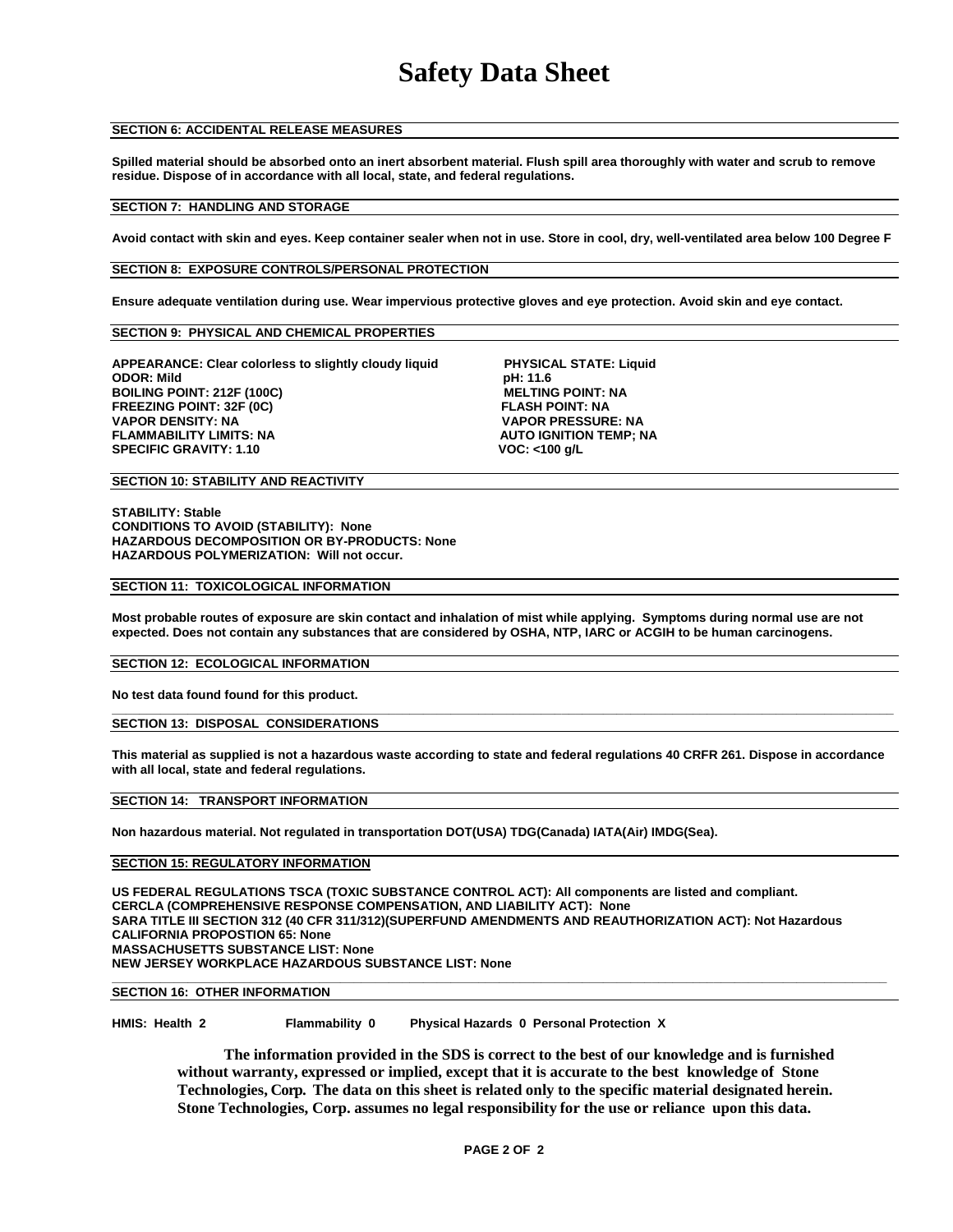# Safety Data Sheet

## SECTION 6: ACCIDENTAL RELEASE MEASURES

**Spilled material should be absorbed onto an inert absorbent material. Flush spill area thoroughly with water and scrub to remove residue. Dispose of in accordance with all local, state, and federal regulations.**

## SECTION 7: HANDLING AND STORAGE

**Avoid contact with skin and eyes. Keep container sealer when not in use. Store in cool, dry, well-ventilated area below 100 Degree F**

## SECTION 8: EXPOSURE CONTROLS/PERSONAL PROTECTION

**Ensure adequate ventilation during use. Wear impervious protective gloves and eye protection. Avoid skin and eye contact.**

## SECTION 9: PHYSICAL AND CHEMICAL PROPERTIES

| | |
|---|---|
| **APPEARANCE: Clear colorless to slightly cloudy liquid** | **PHYSICAL STATE: Liquid** |
| **ODOR: Mild** | **pH: 11.6** |
| **BOILING POINT: 212F (100C)** | **MELTING POINT: NA** |
| **FREEZING POINT: 32F (0C)** | **FLASH POINT: NA** |
| **VAPOR DENSITY: NA** | **VAPOR PRESSURE: NA** |
| **FLAMMABILITY LIMITS: NA** | **AUTO IGNITION TEMP; NA** |
| **SPECIFIC GRAVITY: 1.10** | **VOC: <100 g/L** |

## SECTION 10: STABILITY AND REACTIVITY

**STABILITY: Stable**
**CONDITIONS TO AVOID (STABILITY): None**
**HAZARDOUS DECOMPOSITION OR BY-PRODUCTS: None**
**HAZARDOUS POLYMERIZATION: Will not occur.**

## SECTION 11: TOXICOLOGICAL INFORMATION

**Most probable routes of exposure are skin contact and inhalation of mist while applying. Symptoms during normal use are not expected. Does not contain any substances that are considered by OSHA, NTP, IARC or ACGIH to be human carcinogens.**

## SECTION 12: ECOLOGICAL INFORMATION

**No test data found found for this product.**

## SECTION 13: DISPOSAL CONSIDERATIONS

**This material as supplied is not a hazardous waste according to state and federal regulations 40 CRFR 261. Dispose in accordance with all local, state and federal regulations.**

## SECTION 14: TRANSPORT INFORMATION

**Non hazardous material. Not regulated in transportation DOT(USA) TDG(Canada) IATA(Air) IMDG(Sea).**

## SECTION 15: REGULATORY INFORMATION

**US FEDERAL REGULATIONS TSCA (TOXIC SUBSTANCE CONTROL ACT): All components are listed and compliant.**
**CERCLA (COMPREHENSIVE RESPONSE COMPENSATION, AND LIABILITY ACT): None**
**SARA TITLE III SECTION 312 (40 CFR 311/312)(SUPERFUND AMENDMENTS AND REAUTHORIZATION ACT): Not Hazardous**
**CALIFORNIA PROPOSTION 65: None**
**MASSACHUSETTS SUBSTANCE LIST: None**
**NEW JERSEY WORKPLACE HAZARDOUS SUBSTANCE LIST: None**

## SECTION 16: OTHER INFORMATION

**HMIS: Health 2 Flammability 0 Physical Hazards 0 Personal Protection X**

**The information provided in the SDS is correct to the best of our knowledge and is furnished without warranty, expressed or implied, except that it is accurate to the best knowledge of Stone Technologies, Corp. The data on this sheet is related only to the specific material designated herein. Stone Technologies, Corp. assumes no legal responsibility for the use or reliance upon this data.**